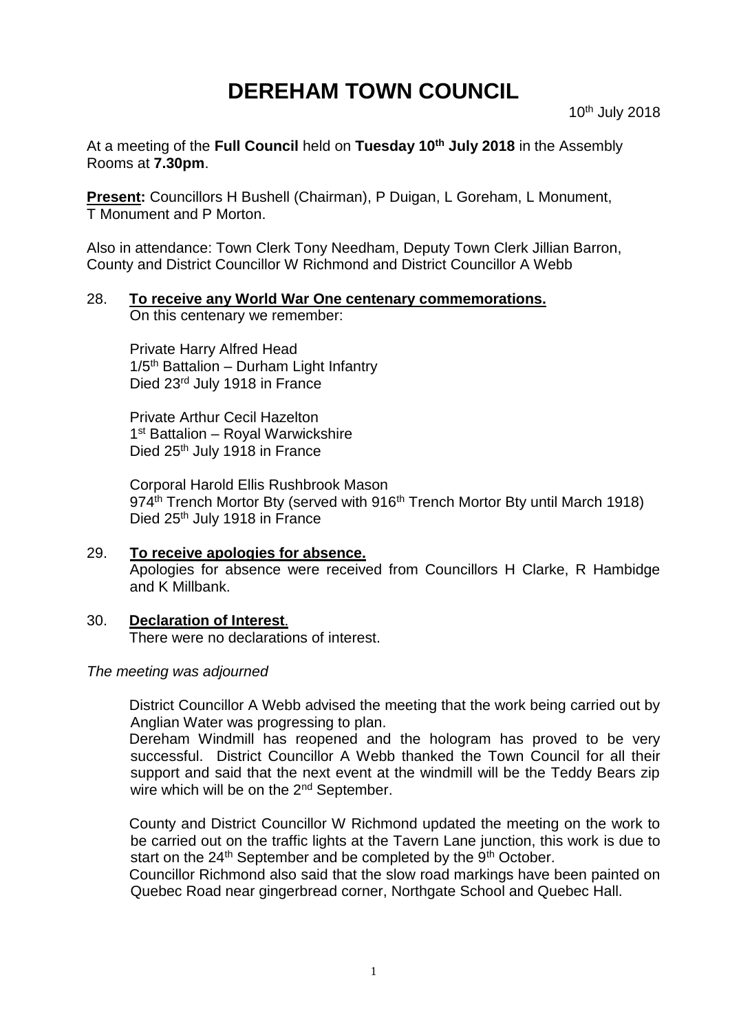# DEREHAM TOWN COUNCIL

10th July 2018

At a meeting of the **Full Council** held on **Tuesday 10th July 2018** in the Assembly Rooms at **7.30pm**.

**Present:** Councillors H Bushell (Chairman), P Duigan, L Goreham, L Monument, T Monument and P Morton.

Also in attendance: Town Clerk Tony Needham, Deputy Town Clerk Jillian Barron, County and District Councillor W Richmond and District Councillor A Webb

28. **To receive any World War One centenary commemorations.**
    On this centenary we remember:

    Private Harry Alfred Head
    1/5th Battalion – Durham Light Infantry
    Died 23rd July 1918 in France

    Private Arthur Cecil Hazelton
    1st Battalion – Royal Warwickshire
    Died 25th July 1918 in France

    Corporal Harold Ellis Rushbrook Mason
    974th Trench Mortor Bty (served with 916th Trench Mortor Bty until March 1918)
    Died 25th July 1918 in France

29. **To receive apologies for absence.**
    Apologies for absence were received from Councillors H Clarke, R Hambidge and K Millbank.

30. **Declaration of Interest.**
    There were no declarations of interest.

*The meeting was adjourned*

District Councillor A Webb advised the meeting that the work being carried out by Anglian Water was progressing to plan.
Dereham Windmill has reopened and the hologram has proved to be very successful. District Councillor A Webb thanked the Town Council for all their support and said that the next event at the windmill will be the Teddy Bears zip wire which will be on the 2nd September.

County and District Councillor W Richmond updated the meeting on the work to be carried out on the traffic lights at the Tavern Lane junction, this work is due to start on the 24th September and be completed by the 9th October.
Councillor Richmond also said that the slow road markings have been painted on Quebec Road near gingerbread corner, Northgate School and Quebec Hall.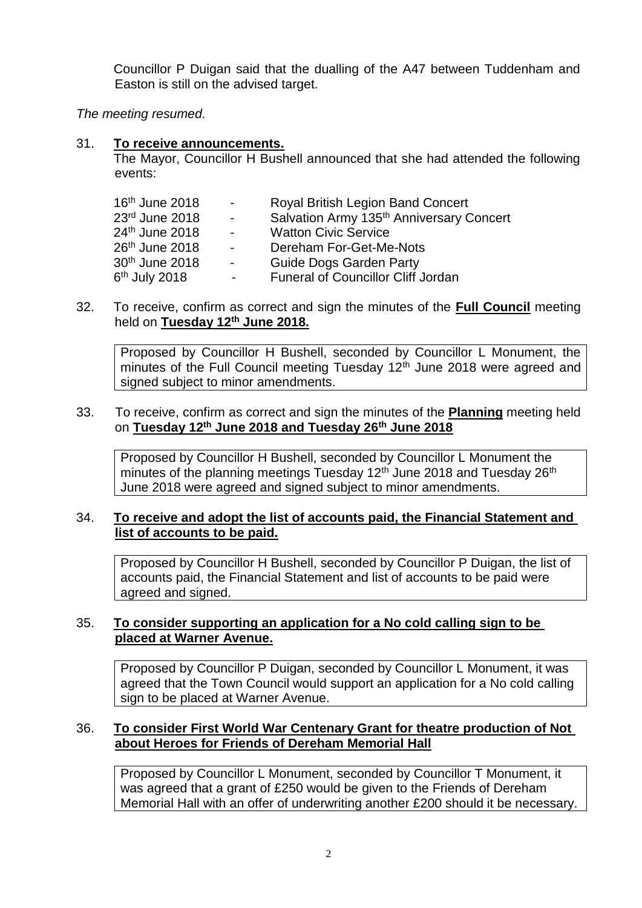Councillor P Duigan said that the dualling of the A47 between Tuddenham and Easton is still on the advised target.

*The meeting resumed.*

31. **To receive announcements.**

The Mayor, Councillor H Bushell announced that she had attended the following events:

| | | |
|---|---|---|
| 16th June 2018 | - | Royal British Legion Band Concert |
| 23rd June 2018 | - | Salvation Army 135th Anniversary Concert |
| 24th June 2018 | - | Watton Civic Service |
| 26th June 2018 | - | Dereham For-Get-Me-Nots |
| 30th June 2018 | - | Guide Dogs Garden Party |
| 6th July 2018 | - | Funeral of Councillor Cliff Jordan |

32. To receive, confirm as correct and sign the minutes of the **Full Council** meeting held on **Tuesday 12th June 2018.**

> Proposed by Councillor H Bushell, seconded by Councillor L Monument, the minutes of the Full Council meeting Tuesday 12th June 2018 were agreed and signed subject to minor amendments.

33. To receive, confirm as correct and sign the minutes of the **Planning** meeting held on **Tuesday 12th June 2018 and Tuesday 26th June 2018**

> Proposed by Councillor H Bushell, seconded by Councillor L Monument the minutes of the planning meetings Tuesday 12th June 2018 and Tuesday 26th June 2018 were agreed and signed subject to minor amendments.

34. **To receive and adopt the list of accounts paid, the Financial Statement and list of accounts to be paid.**

> Proposed by Councillor H Bushell, seconded by Councillor P Duigan, the list of accounts paid, the Financial Statement and list of accounts to be paid were agreed and signed.

35. **To consider supporting an application for a No cold calling sign to be placed at Warner Avenue.**

> Proposed by Councillor P Duigan, seconded by Councillor L Monument, it was agreed that the Town Council would support an application for a No cold calling sign to be placed at Warner Avenue.

36. **To consider First World War Centenary Grant for theatre production of Not about Heroes for Friends of Dereham Memorial Hall**

> Proposed by Councillor L Monument, seconded by Councillor T Monument, it was agreed that a grant of £250 would be given to the Friends of Dereham Memorial Hall with an offer of underwriting another £200 should it be necessary.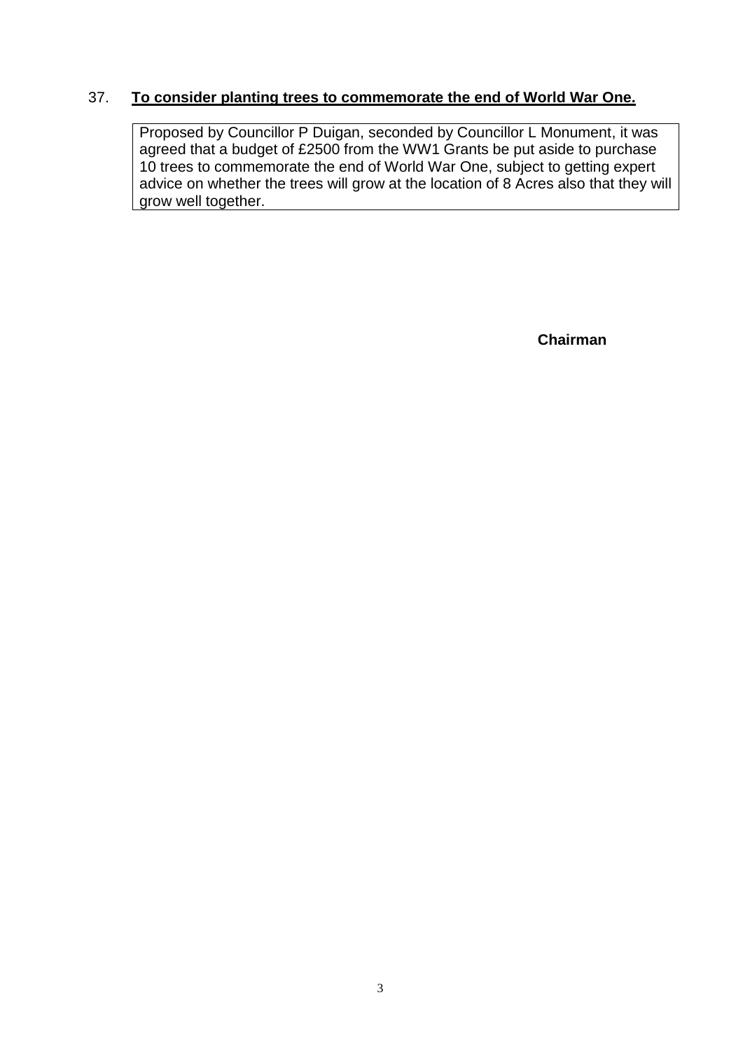37. **To consider planting trees to commemorate the end of World War One.**

Proposed by Councillor P Duigan, seconded by Councillor L Monument, it was agreed that a budget of £2500 from the WW1 Grants be put aside to purchase 10 trees to commemorate the end of World War One, subject to getting expert advice on whether the trees will grow at the location of 8 Acres also that they will grow well together.

**Chairman**